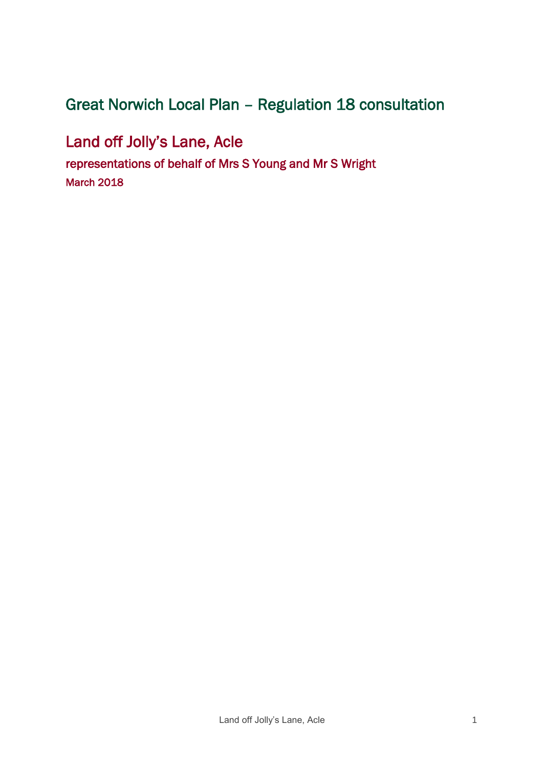# Great Norwich Local Plan – Regulation 18 consultation

## Land off Jolly's Lane, Acle

### representations of behalf of Mrs S Young and Mr S Wright

March 2018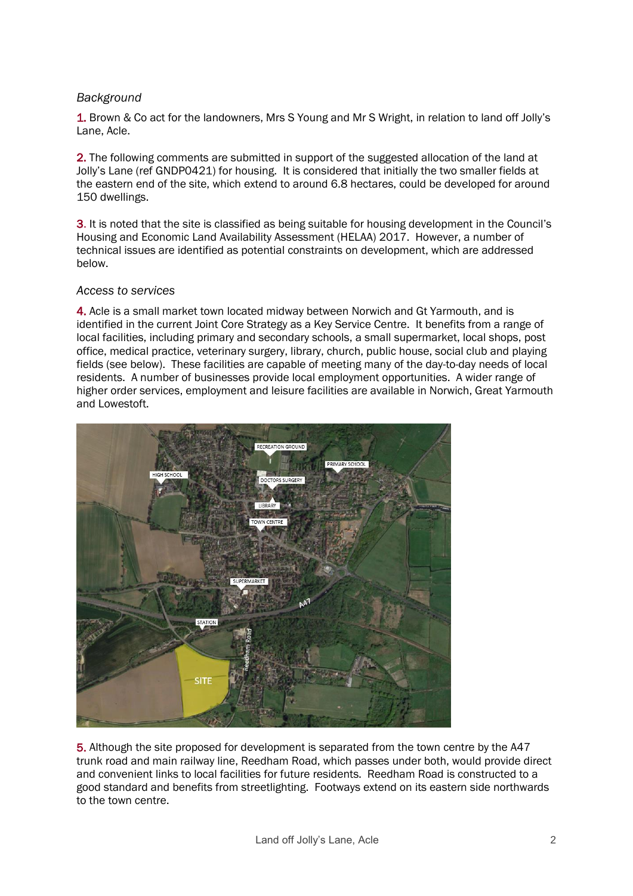*Background*

1. Brown & Co act for the landowners, Mrs S Young and Mr S Wright, in relation to land off Jolly's Lane, Acle.

2. The following comments are submitted in support of the suggested allocation of the land at Jolly's Lane (ref GNDP0421) for housing. It is considered that initially the two smaller fields at the eastern end of the site, which extend to around 6.8 hectares, could be developed for around 150 dwellings.

3. It is noted that the site is classified as being suitable for housing development in the Council's Housing and Economic Land Availability Assessment (HELAA) 2017. However, a number of technical issues are identified as potential constraints on development, which are addressed below.

*Access to services*

4. Acle is a small market town located midway between Norwich and Gt Yarmouth, and is identified in the current Joint Core Strategy as a Key Service Centre. It benefits from a range of local facilities, including primary and secondary schools, a small supermarket, local shops, post office, medical practice, veterinary surgery, library, church, public house, social club and playing fields (see below). These facilities are capable of meeting many of the day-to-day needs of local residents. A number of businesses provide local employment opportunities. A wider range of higher order services, employment and leisure facilities are available in Norwich, Great Yarmouth and Lowestoft.

5. Although the site proposed for development is separated from the town centre by the A47 trunk road and main railway line, Reedham Road, which passes under both, would provide direct and convenient links to local facilities for future residents. Reedham Road is constructed to a good standard and benefits from streetlighting. Footways extend on its eastern side northwards to the town centre.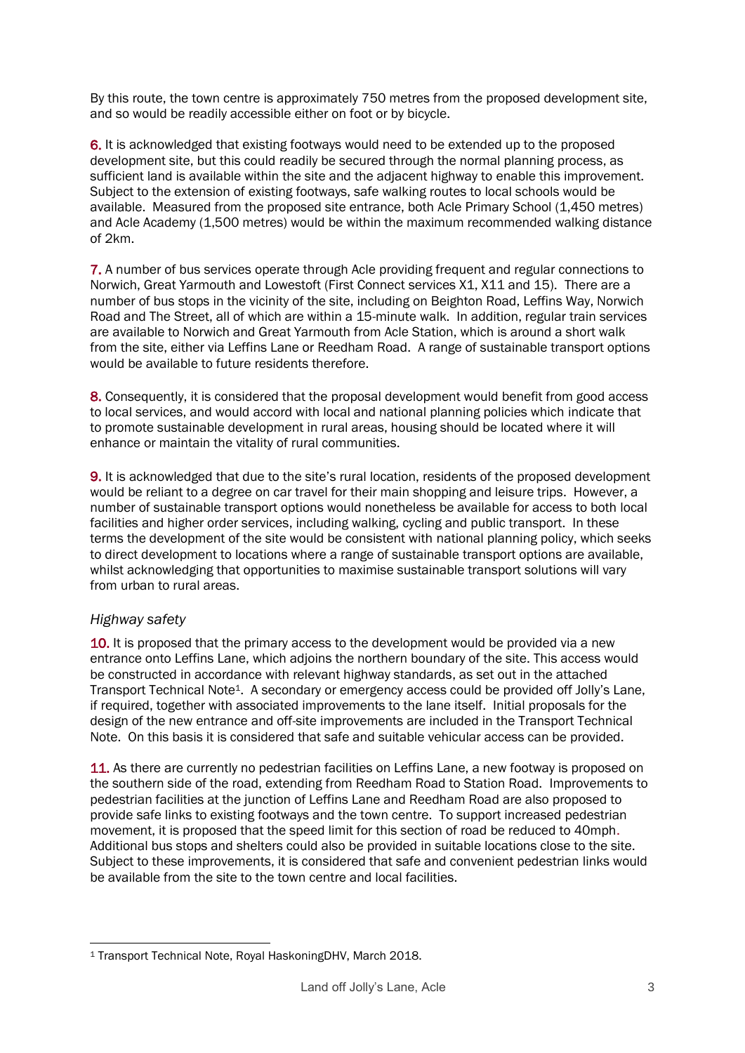By this route, the town centre is approximately 750 metres from the proposed development site, and so would be readily accessible either on foot or by bicycle.

6. It is acknowledged that existing footways would need to be extended up to the proposed development site, but this could readily be secured through the normal planning process, as sufficient land is available within the site and the adjacent highway to enable this improvement. Subject to the extension of existing footways, safe walking routes to local schools would be available. Measured from the proposed site entrance, both Acle Primary School (1,450 metres) and Acle Academy (1,500 metres) would be within the maximum recommended walking distance of 2km.

7. A number of bus services operate through Acle providing frequent and regular connections to Norwich, Great Yarmouth and Lowestoft (First Connect services X1, X11 and 15). There are a number of bus stops in the vicinity of the site, including on Beighton Road, Leffins Way, Norwich Road and The Street, all of which are within a 15-minute walk. In addition, regular train services are available to Norwich and Great Yarmouth from Acle Station, which is around a short walk from the site, either via Leffins Lane or Reedham Road. A range of sustainable transport options would be available to future residents therefore.

8. Consequently, it is considered that the proposal development would benefit from good access to local services, and would accord with local and national planning policies which indicate that to promote sustainable development in rural areas, housing should be located where it will enhance or maintain the vitality of rural communities.

9. It is acknowledged that due to the site's rural location, residents of the proposed development would be reliant to a degree on car travel for their main shopping and leisure trips. However, a number of sustainable transport options would nonetheless be available for access to both local facilities and higher order services, including walking, cycling and public transport. In these terms the development of the site would be consistent with national planning policy, which seeks to direct development to locations where a range of sustainable transport options are available, whilst acknowledging that opportunities to maximise sustainable transport solutions will vary from urban to rural areas.

*Highway safety*

10. It is proposed that the primary access to the development would be provided via a new entrance onto Leffins Lane, which adjoins the northern boundary of the site. This access would be constructed in accordance with relevant highway standards, as set out in the attached Transport Technical Note[1]. A secondary or emergency access could be provided off Jolly's Lane, if required, together with associated improvements to the lane itself. Initial proposals for the design of the new entrance and off-site improvements are included in the Transport Technical Note. On this basis it is considered that safe and suitable vehicular access can be provided.

11. As there are currently no pedestrian facilities on Leffins Lane, a new footway is proposed on the southern side of the road, extending from Reedham Road to Station Road. Improvements to pedestrian facilities at the junction of Leffins Lane and Reedham Road are also proposed to provide safe links to existing footways and the town centre. To support increased pedestrian movement, it is proposed that the speed limit for this section of road be reduced to 40mph. Additional bus stops and shelters could also be provided in suitable locations close to the site. Subject to these improvements, it is considered that safe and convenient pedestrian links would be available from the site to the town centre and local facilities.

[1] Transport Technical Note, Royal HaskoningDHV, March 2018.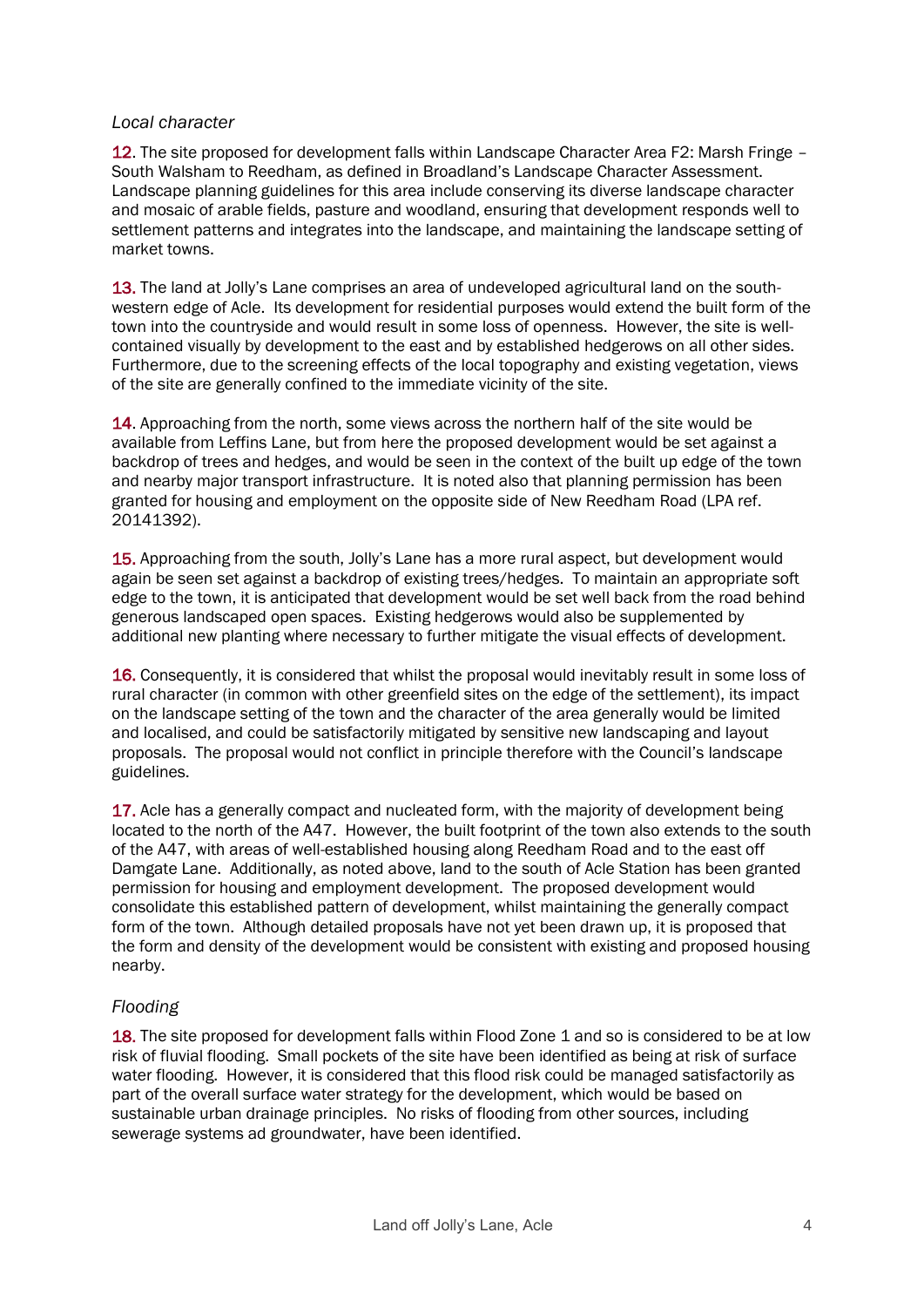*Local character*

**12.** The site proposed for development falls within Landscape Character Area F2: Marsh Fringe – South Walsham to Reedham, as defined in Broadland's Landscape Character Assessment. Landscape planning guidelines for this area include conserving its diverse landscape character and mosaic of arable fields, pasture and woodland, ensuring that development responds well to settlement patterns and integrates into the landscape, and maintaining the landscape setting of market towns.

**13.** The land at Jolly's Lane comprises an area of undeveloped agricultural land on the south-western edge of Acle. Its development for residential purposes would extend the built form of the town into the countryside and would result in some loss of openness. However, the site is well-contained visually by development to the east and by established hedgerows on all other sides. Furthermore, due to the screening effects of the local topography and existing vegetation, views of the site are generally confined to the immediate vicinity of the site.

**14.** Approaching from the north, some views across the northern half of the site would be available from Leffins Lane, but from here the proposed development would be set against a backdrop of trees and hedges, and would be seen in the context of the built up edge of the town and nearby major transport infrastructure. It is noted also that planning permission has been granted for housing and employment on the opposite side of New Reedham Road (LPA ref. 20141392).

**15.** Approaching from the south, Jolly's Lane has a more rural aspect, but development would again be seen set against a backdrop of existing trees/hedges. To maintain an appropriate soft edge to the town, it is anticipated that development would be set well back from the road behind generous landscaped open spaces. Existing hedgerows would also be supplemented by additional new planting where necessary to further mitigate the visual effects of development.

**16.** Consequently, it is considered that whilst the proposal would inevitably result in some loss of rural character (in common with other greenfield sites on the edge of the settlement), its impact on the landscape setting of the town and the character of the area generally would be limited and localised, and could be satisfactorily mitigated by sensitive new landscaping and layout proposals. The proposal would not conflict in principle therefore with the Council's landscape guidelines.

**17.** Acle has a generally compact and nucleated form, with the majority of development being located to the north of the A47. However, the built footprint of the town also extends to the south of the A47, with areas of well-established housing along Reedham Road and to the east off Damgate Lane. Additionally, as noted above, land to the south of Acle Station has been granted permission for housing and employment development. The proposed development would consolidate this established pattern of development, whilst maintaining the generally compact form of the town. Although detailed proposals have not yet been drawn up, it is proposed that the form and density of the development would be consistent with existing and proposed housing nearby.

*Flooding*

**18.** The site proposed for development falls within Flood Zone 1 and so is considered to be at low risk of fluvial flooding. Small pockets of the site have been identified as being at risk of surface water flooding. However, it is considered that this flood risk could be managed satisfactorily as part of the overall surface water strategy for the development, which would be based on sustainable urban drainage principles. No risks of flooding from other sources, including sewerage systems ad groundwater, have been identified.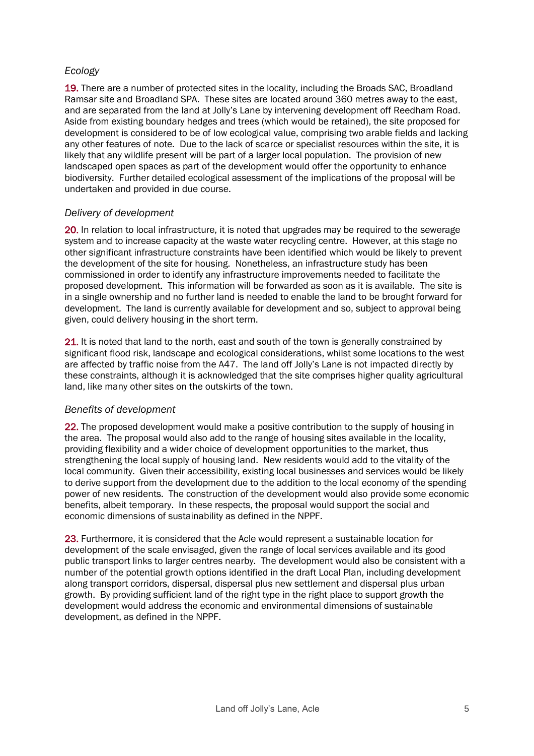*Ecology*

19. There are a number of protected sites in the locality, including the Broads SAC, Broadland Ramsar site and Broadland SPA. These sites are located around 360 metres away to the east, and are separated from the land at Jolly's Lane by intervening development off Reedham Road. Aside from existing boundary hedges and trees (which would be retained), the site proposed for development is considered to be of low ecological value, comprising two arable fields and lacking any other features of note. Due to the lack of scarce or specialist resources within the site, it is likely that any wildlife present will be part of a larger local population. The provision of new landscaped open spaces as part of the development would offer the opportunity to enhance biodiversity. Further detailed ecological assessment of the implications of the proposal will be undertaken and provided in due course.

*Delivery of development*

20. In relation to local infrastructure, it is noted that upgrades may be required to the sewerage system and to increase capacity at the waste water recycling centre. However, at this stage no other significant infrastructure constraints have been identified which would be likely to prevent the development of the site for housing. Nonetheless, an infrastructure study has been commissioned in order to identify any infrastructure improvements needed to facilitate the proposed development. This information will be forwarded as soon as it is available. The site is in a single ownership and no further land is needed to enable the land to be brought forward for development. The land is currently available for development and so, subject to approval being given, could delivery housing in the short term.

21. It is noted that land to the north, east and south of the town is generally constrained by significant flood risk, landscape and ecological considerations, whilst some locations to the west are affected by traffic noise from the A47. The land off Jolly's Lane is not impacted directly by these constraints, although it is acknowledged that the site comprises higher quality agricultural land, like many other sites on the outskirts of the town.

*Benefits of development*

22. The proposed development would make a positive contribution to the supply of housing in the area. The proposal would also add to the range of housing sites available in the locality, providing flexibility and a wider choice of development opportunities to the market, thus strengthening the local supply of housing land. New residents would add to the vitality of the local community. Given their accessibility, existing local businesses and services would be likely to derive support from the development due to the addition to the local economy of the spending power of new residents. The construction of the development would also provide some economic benefits, albeit temporary. In these respects, the proposal would support the social and economic dimensions of sustainability as defined in the NPPF.

23. Furthermore, it is considered that the Acle would represent a sustainable location for development of the scale envisaged, given the range of local services available and its good public transport links to larger centres nearby. The development would also be consistent with a number of the potential growth options identified in the draft Local Plan, including development along transport corridors, dispersal, dispersal plus new settlement and dispersal plus urban growth. By providing sufficient land of the right type in the right place to support growth the development would address the economic and environmental dimensions of sustainable development, as defined in the NPPF.